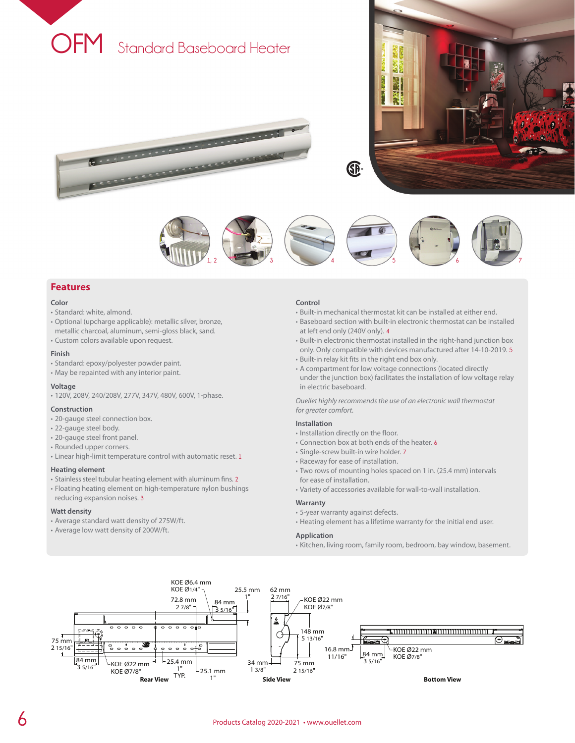# OFM Standard Baseboard Heater

## Features

### Color
- Standard: white, almond.
- Optional (upcharge applicable): metallic silver, bronze, metallic charcoal, aluminum, semi-gloss black, sand.
- Custom colors available upon request.

### Finish
- Standard: epoxy/polyester powder paint.
- May be repainted with any interior paint.

### Voltage
- 120V, 208V, 240/208V, 277V, 347V, 480V, 600V, 1-phase.

### Construction
- 20-gauge steel connection box.
- 22-gauge steel body.
- 20-gauge steel front panel.
- Rounded upper corners.
- Linear high-limit temperature control with automatic reset. 1

### Heating element
- Stainless steel tubular heating element with aluminum fins. 2
- Floating heating element on high-temperature nylon bushings reducing expansion noises. 3

### Watt density
- Average standard watt density of 275W/ft.
- Average low watt density of 200W/ft.

### Control
- Built-in mechanical thermostat kit can be installed at either end.
- Baseboard section with built-in electronic thermostat can be installed at left end only (240V only). 4
- Built-in electronic thermostat installed in the right-hand junction box only. Only compatible with devices manufactured after 14-10-2019. 5
- Built-in relay kit fits in the right end box only.
- A compartment for low voltage connections (located directly under the junction box) facilitates the installation of low voltage relay in electric baseboard.

*Ouellet highly recommends the use of an electronic wall thermostat for greater comfort.*

### Installation
- Installation directly on the floor.
- Connection box at both ends of the heater. 6
- Single-screw built-in wire holder. 7
- Raceway for ease of installation.
- Two rows of mounting holes spaced on 1 in. (25.4 mm) intervals for ease of installation.
- Variety of accessories available for wall-to-wall installation.

### Warranty
- 5-year warranty against defects.
- Heating element has a lifetime warranty for the initial end user.

### Application
- Kitchen, living room, family room, bedroom, bay window, basement.

Rear View: KOE Ø6.4 mm / KOE Ø1/4"; 72.8 mm / 2 7/8"; 84 mm / 3 5/16"; 25.5 mm / 1"; 75 mm / 2 15/16"; 84 mm / 3 5/16"; KOE Ø22 mm / KOE Ø7/8"; 25.4 mm / 1" TYP.; 25.1 mm / 1"

Side View: 62 mm / 2 7/16"; KOE Ø22 mm / KOE Ø7/8"; 148 mm / 5 13/16"; 16.8 mm / 11/16"; 34 mm / 1 3/8"; 75 mm / 2 15/16"

Bottom View: 84 mm / 3 5/16"; KOE Ø22 mm / KOE Ø7/8"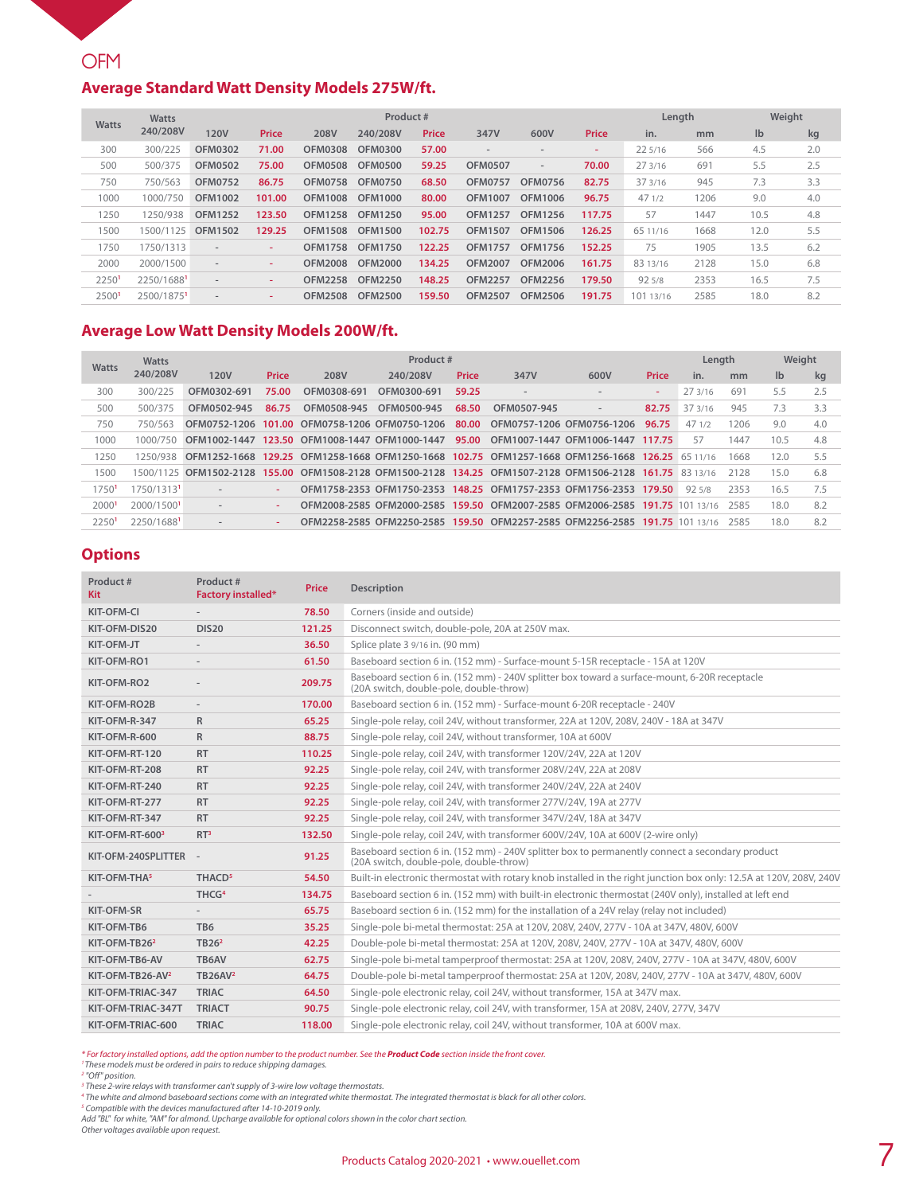OFM

## Average Standard Watt Density Models 275W/ft.

| Watts | Watts 240/208V | Product # | | | | | | | | | Length | | Weight | |
|---|---|---|---|---|---|---|---|---|---|---|---|---|---|---|
| | | 120V | Price | 208V | 240/208V | Price | 347V | 600V | Price | | in. | mm | lb | kg |
| 300 | 300/225 | OFM0302 | 71.00 | OFM0308 | OFM0300 | 57.00 | - | - | - | | 22 5/16 | 566 | 4.5 | 2.0 |
| 500 | 500/375 | OFM0502 | 75.00 | OFM0508 | OFM0500 | 59.25 | OFM0507 | - | 70.00 | | 27 3/16 | 691 | 5.5 | 2.5 |
| 750 | 750/563 | OFM0752 | 86.75 | OFM0758 | OFM0750 | 68.50 | OFM0757 | OFM0756 | 82.75 | | 37 3/16 | 945 | 7.3 | 3.3 |
| 1000 | 1000/750 | OFM1002 | 101.00 | OFM1008 | OFM1000 | 80.00 | OFM1007 | OFM1006 | 96.75 | | 47 1/2 | 1206 | 9.0 | 4.0 |
| 1250 | 1250/938 | OFM1252 | 123.50 | OFM1258 | OFM1250 | 95.00 | OFM1257 | OFM1256 | 117.75 | | 57 | 1447 | 10.5 | 4.8 |
| 1500 | 1500/1125 | OFM1502 | 129.25 | OFM1508 | OFM1500 | 102.75 | OFM1507 | OFM1506 | 126.25 | | 65 11/16 | 1668 | 12.0 | 5.5 |
| 1750 | 1750/1313 | - | - | OFM1758 | OFM1750 | 122.25 | OFM1757 | OFM1756 | 152.25 | | 75 | 1905 | 13.5 | 6.2 |
| 2000 | 2000/1500 | - | - | OFM2008 | OFM2000 | 134.25 | OFM2007 | OFM2006 | 161.75 | | 83 13/16 | 2128 | 15.0 | 6.8 |
| 2250[1] | 2250/1688[1] | - | - | OFM2258 | OFM2250 | 148.25 | OFM2257 | OFM2256 | 179.50 | | 92 5/8 | 2353 | 16.5 | 7.5 |
| 2500[1] | 2500/1875[1] | - | - | OFM2508 | OFM2500 | 159.50 | OFM2507 | OFM2506 | 191.75 | | 101 13/16 | 2585 | 18.0 | 8.2 |

## Average Low Watt Density Models 200W/ft.

| Watts | Watts 240/208V | Product # | | | | | | | | Length | | Weight | |
|---|---|---|---|---|---|---|---|---|---|---|---|---|---|
| | | 120V | Price | 208V | 240/208V | Price | 347V | 600V | Price | in. | mm | lb | kg |
| 300 | 300/225 | OFM0302-691 | 75.00 | OFM0308-691 | OFM0300-691 | 59.25 | - | - | - | 27 3/16 | 691 | 5.5 | 2.5 |
| 500 | 500/375 | OFM0502-945 | 86.75 | OFM0508-945 | OFM0500-945 | 68.50 | OFM0507-945 | - | 82.75 | 37 3/16 | 945 | 7.3 | 3.3 |
| 750 | 750/563 | OFM0752-1206 | 101.00 | OFM0758-1206 | OFM0750-1206 | 80.00 | OFM0757-1206 | OFM0756-1206 | 96.75 | 47 1/2 | 1206 | 9.0 | 4.0 |
| 1000 | 1000/750 | OFM1002-1447 | 123.50 | OFM1008-1447 | OFM1000-1447 | 95.00 | OFM1007-1447 | OFM1006-1447 | 117.75 | 57 | 1447 | 10.5 | 4.8 |
| 1250 | 1250/938 | OFM1252-1668 | 129.25 | OFM1258-1668 | OFM1250-1668 | 102.75 | OFM1257-1668 | OFM1256-1668 | 126.25 | 65 11/16 | 1668 | 12.0 | 5.5 |
| 1500 | 1500/1125 | OFM1502-2128 | 155.00 | OFM1508-2128 | OFM1500-2128 | 134.25 | OFM1507-2128 | OFM1506-2128 | 161.75 | 83 13/16 | 2128 | 15.0 | 6.8 |
| 1750[1] | 1750/1313[1] | - | - | OFM1758-2353 | OFM1750-2353 | 148.25 | OFM1757-2353 | OFM1756-2353 | 179.50 | 92 5/8 | 2353 | 16.5 | 7.5 |
| 2000[1] | 2000/1500[1] | - | - | OFM2008-2585 | OFM2000-2585 | 159.50 | OFM2007-2585 | OFM2006-2585 | 191.75 | 101 13/16 | 2585 | 18.0 | 8.2 |
| 2250[1] | 2250/1688[1] | - | - | OFM2258-2585 | OFM2250-2585 | 159.50 | OFM2257-2585 | OFM2256-2585 | 191.75 | 101 13/16 | 2585 | 18.0 | 8.2 |

## Options

| Product # Kit | Product # Factory installed* | Price | Description |
|---|---|---|---|
| KIT-OFM-CI | - | 78.50 | Corners (inside and outside) |
| KIT-OFM-DIS20 | DIS20 | 121.25 | Disconnect switch, double-pole, 20A at 250V max. |
| KIT-OFM-JT | - | 36.50 | Splice plate 3 9/16 in. (90 mm) |
| KIT-OFM-RO1 | - | 61.50 | Baseboard section 6 in. (152 mm) - Surface-mount 5-15R receptacle - 15A at 120V |
| KIT-OFM-RO2 | - | 209.75 | Baseboard section 6 in. (152 mm) - 240V splitter box toward a surface-mount, 6-20R receptacle (20A switch, double-pole, double-throw) |
| KIT-OFM-RO2B | - | 170.00 | Baseboard section 6 in. (152 mm) - Surface-mount 6-20R receptacle - 240V |
| KIT-OFM-R-347 | R | 65.25 | Single-pole relay, coil 24V, without transformer, 22A at 120V, 208V, 240V - 18A at 347V |
| KIT-OFM-R-600 | R | 88.75 | Single-pole relay, coil 24V, without transformer, 10A at 600V |
| KIT-OFM-RT-120 | RT | 110.25 | Single-pole relay, coil 24V, with transformer 120V/24V, 22A at 120V |
| KIT-OFM-RT-208 | RT | 92.25 | Single-pole relay, coil 24V, with transformer 208V/24V, 22A at 208V |
| KIT-OFM-RT-240 | RT | 92.25 | Single-pole relay, coil 24V, with transformer 240V/24V, 22A at 240V |
| KIT-OFM-RT-277 | RT | 92.25 | Single-pole relay, coil 24V, with transformer 277V/24V, 19A at 277V |
| KIT-OFM-RT-347 | RT | 92.25 | Single-pole relay, coil 24V, with transformer 347V/24V, 18A at 347V |
| KIT-OFM-RT-600[3] | RT[3] | 132.50 | Single-pole relay, coil 24V, with transformer 600V/24V, 10A at 600V (2-wire only) |
| KIT-OFM-240SPLITTER | - | 91.25 | Baseboard section 6 in. (152 mm) - 240V splitter box to permanently connect a secondary product (20A switch, double-pole, double-throw) |
| KIT-OFM-THA[5] | THACD[5] | 54.50 | Built-in electronic thermostat with rotary knob installed in the right junction box only: 12.5A at 120V, 208V, 240V |
| - | THCG[4] | 134.75 | Baseboard section 6 in. (152 mm) with built-in electronic thermostat (240V only), installed at left end |
| KIT-OFM-SR | - | 65.75 | Baseboard section 6 in. (152 mm) for the installation of a 24V relay (relay not included) |
| KIT-OFM-TB6 | TB6 | 35.25 | Single-pole bi-metal thermostat: 25A at 120V, 208V, 240V, 277V - 10A at 347V, 480V, 600V |
| KIT-OFM-TB26[2] | TB26[2] | 42.25 | Double-pole bi-metal thermostat: 25A at 120V, 208V, 240V, 277V - 10A at 347V, 480V, 600V |
| KIT-OFM-TB6-AV | TB6AV | 62.75 | Single-pole bi-metal tamperproof thermostat: 25A at 120V, 208V, 240V, 277V - 10A at 347V, 480V, 600V |
| KIT-OFM-TB26-AV[2] | TB26AV[2] | 64.75 | Double-pole bi-metal tamperproof thermostat: 25A at 120V, 208V, 240V, 277V - 10A at 347V, 480V, 600V |
| KIT-OFM-TRIAC-347 | TRIAC | 64.50 | Single-pole electronic relay, coil 24V, without transformer, 15A at 347V max. |
| KIT-OFM-TRIAC-347T | TRIACT | 90.75 | Single-pole electronic relay, coil 24V, with transformer, 15A at 208V, 240V, 277V, 347V |
| KIT-OFM-TRIAC-600 | TRIAC | 118.00 | Single-pole electronic relay, coil 24V, without transformer, 10A at 600V max. |

*\* For factory installed options, add the option number to the product number. See the **Product Code** section inside the front cover.*
*[1] These models must be ordered in pairs to reduce shipping damages.*
*[2] "Off" position.*
*[3] These 2-wire relays with transformer can't supply of 3-wire low voltage thermostats.*
*[4] The white and almond baseboard sections come with an integrated white thermostat. The integrated thermostat is black for all other colors.*
*[5] Compatible with the devices manufactured after 14-10-2019 only.*
*Add "BL" for white, "AM" for almond. Upcharge available for optional colors shown in the color chart section.*
*Other voltages available upon request.*